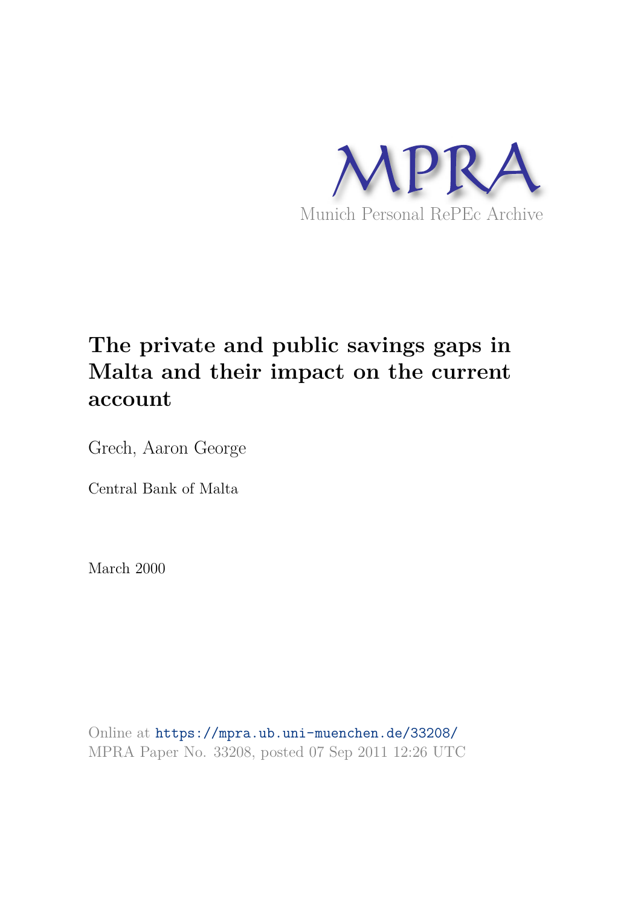MPRA

Munich Personal RePEc Archive

# The private and public savings gaps in Malta and their impact on the current account

Grech, Aaron George

Central Bank of Malta

March 2000

Online at https://mpra.ub.uni-muenchen.de/33208/
MPRA Paper No. 33208, posted 07 Sep 2011 12:26 UTC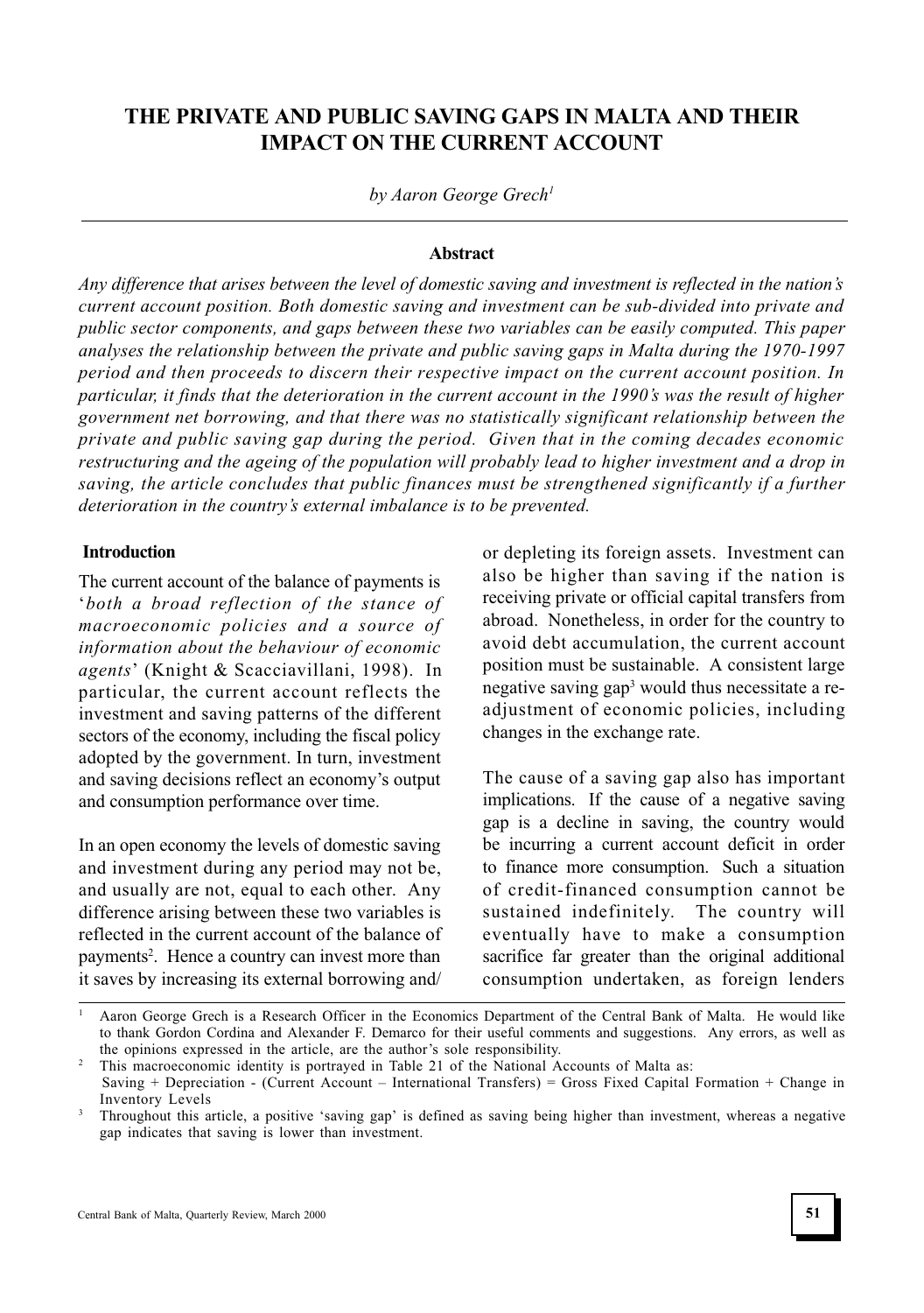# THE PRIVATE AND PUBLIC SAVING GAPS IN MALTA AND THEIR IMPACT ON THE CURRENT ACCOUNT

*by Aaron George Grech*[1]

### Abstract

*Any difference that arises between the level of domestic saving and investment is reflected in the nation's current account position. Both domestic saving and investment can be sub-divided into private and public sector components, and gaps between these two variables can be easily computed. This paper analyses the relationship between the private and public saving gaps in Malta during the 1970-1997 period and then proceeds to discern their respective impact on the current account position. In particular, it finds that the deterioration in the current account in the 1990's was the result of higher government net borrowing, and that there was no statistically significant relationship between the private and public saving gap during the period. Given that in the coming decades economic restructuring and the ageing of the population will probably lead to higher investment and a drop in saving, the article concludes that public finances must be strengthened significantly if a further deterioration in the country's external imbalance is to be prevented.*

## Introduction

The current account of the balance of payments is '*both a broad reflection of the stance of macroeconomic policies and a source of information about the behaviour of economic agents*' (Knight & Scacciavillani, 1998). In particular, the current account reflects the investment and saving patterns of the different sectors of the economy, including the fiscal policy adopted by the government. In turn, investment and saving decisions reflect an economy's output and consumption performance over time.

In an open economy the levels of domestic saving and investment during any period may not be, and usually are not, equal to each other. Any difference arising between these two variables is reflected in the current account of the balance of payments[2]. Hence a country can invest more than it saves by increasing its external borrowing and/or depleting its foreign assets. Investment can also be higher than saving if the nation is receiving private or official capital transfers from abroad. Nonetheless, in order for the country to avoid debt accumulation, the current account position must be sustainable. A consistent large negative saving gap[3] would thus necessitate a re-adjustment of economic policies, including changes in the exchange rate.

The cause of a saving gap also has important implications. If the cause of a negative saving gap is a decline in saving, the country would be incurring a current account deficit in order to finance more consumption. Such a situation of credit-financed consumption cannot be sustained indefinitely. The country will eventually have to make a consumption sacrifice far greater than the original additional consumption undertaken, as foreign lenders

---

[1] Aaron George Grech is a Research Officer in the Economics Department of the Central Bank of Malta. He would like to thank Gordon Cordina and Alexander F. Demarco for their useful comments and suggestions. Any errors, as well as the opinions expressed in the article, are the author's sole responsibility.

[2] This macroeconomic identity is portrayed in Table 21 of the National Accounts of Malta as:
Saving + Depreciation - (Current Account – International Transfers) = Gross Fixed Capital Formation + Change in Inventory Levels

[3] Throughout this article, a positive 'saving gap' is defined as saving being higher than investment, whereas a negative gap indicates that saving is lower than investment.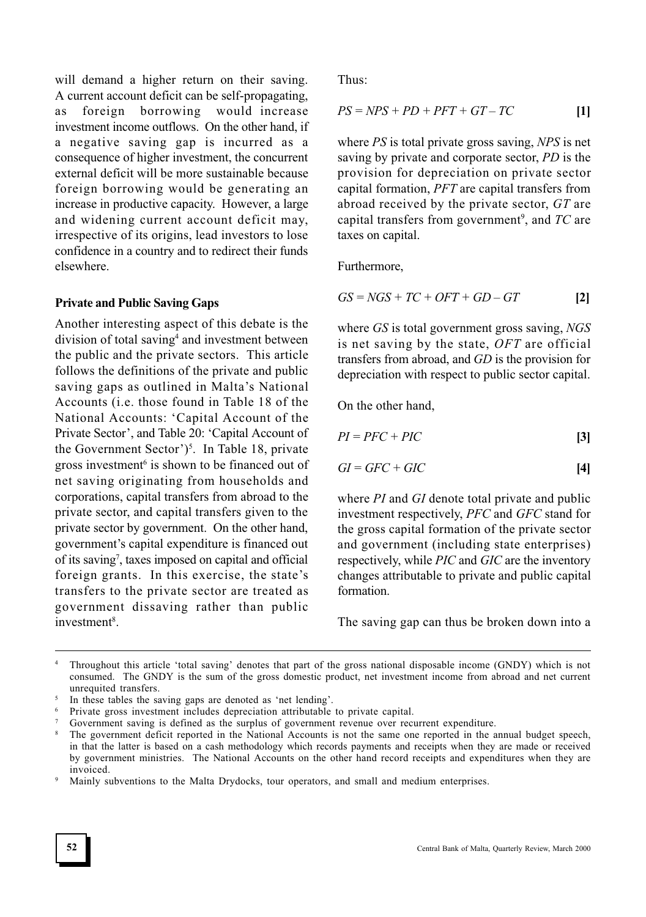will demand a higher return on their saving. A current account deficit can be self-propagating, as foreign borrowing would increase investment income outflows. On the other hand, if a negative saving gap is incurred as a consequence of higher investment, the concurrent external deficit will be more sustainable because foreign borrowing would be generating an increase in productive capacity. However, a large and widening current account deficit may, irrespective of its origins, lead investors to lose confidence in a country and to redirect their funds elsewhere.

**Private and Public Saving Gaps**

Another interesting aspect of this debate is the division of total saving[4] and investment between the public and the private sectors. This article follows the definitions of the private and public saving gaps as outlined in Malta's National Accounts (i.e. those found in Table 18 of the National Accounts: 'Capital Account of the Private Sector', and Table 20: 'Capital Account of the Government Sector')[5]. In Table 18, private gross investment[6] is shown to be financed out of net saving originating from households and corporations, capital transfers from abroad to the private sector, and capital transfers given to the private sector by government. On the other hand, government's capital expenditure is financed out of its saving[7], taxes imposed on capital and official foreign grants. In this exercise, the state's transfers to the private sector are treated as government dissaving rather than public investment[8].

Thus:

$$PS = NPS + PD + PFT + GT - TC \qquad [1]$$

where *PS* is total private gross saving, *NPS* is net saving by private and corporate sector, *PD* is the provision for depreciation on private sector capital formation, *PFT* are capital transfers from abroad received by the private sector, *GT* are capital transfers from government[9], and *TC* are taxes on capital.

Furthermore,

$$GS = NGS + TC + OFT + GD - GT \qquad [2]$$

where *GS* is total government gross saving, *NGS* is net saving by the state, *OFT* are official transfers from abroad, and *GD* is the provision for depreciation with respect to public sector capital.

On the other hand,

$$PI = PFC + PIC \qquad [3]$$

$$GI = GFC + GIC \qquad [4]$$

where *PI* and *GI* denote total private and public investment respectively, *PFC* and *GFC* stand for the gross capital formation of the private sector and government (including state enterprises) respectively, while *PIC* and *GIC* are the inventory changes attributable to private and public capital formation.

The saving gap can thus be broken down into a

---

[4] Throughout this article 'total saving' denotes that part of the gross national disposable income (GNDY) which is not consumed. The GNDY is the sum of the gross domestic product, net investment income from abroad and net current unrequited transfers.

[5] In these tables the saving gaps are denoted as 'net lending'.

[6] Private gross investment includes depreciation attributable to private capital.

[7] Government saving is defined as the surplus of government revenue over recurrent expenditure.

[8] The government deficit reported in the National Accounts is not the same one reported in the annual budget speech, in that the latter is based on a cash methodology which records payments and receipts when they are made or received by government ministries. The National Accounts on the other hand record receipts and expenditures when they are invoiced.

[9] Mainly subventions to the Malta Drydocks, tour operators, and small and medium enterprises.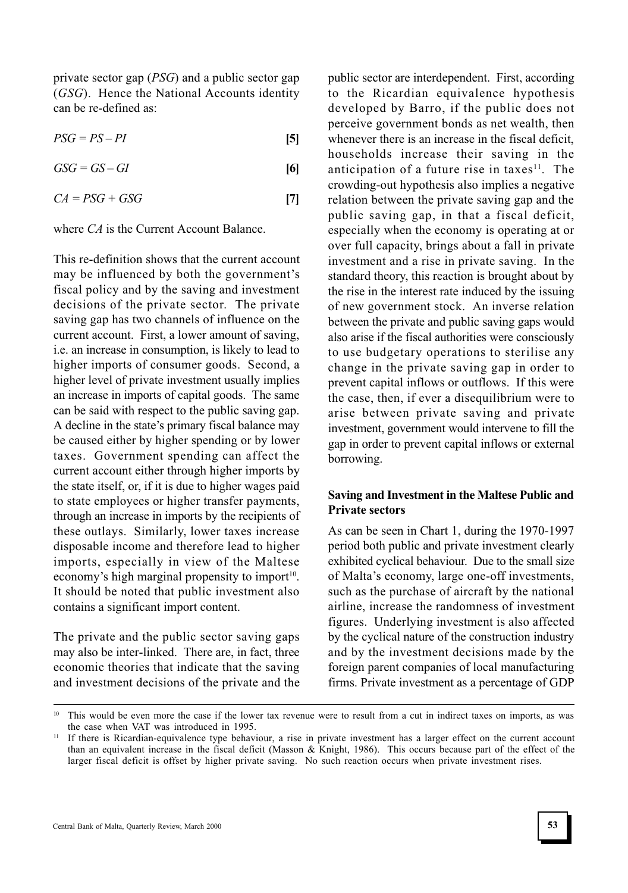private sector gap (*PSG*) and a public sector gap (*GSG*). Hence the National Accounts identity can be re-defined as:

$$PSG = PS - PI \qquad [5]$$

$$GSG = GS - GI \qquad [6]$$

$$CA = PSG + GSG \qquad [7]$$

where *CA* is the Current Account Balance.

This re-definition shows that the current account may be influenced by both the government's fiscal policy and by the saving and investment decisions of the private sector. The private saving gap has two channels of influence on the current account. First, a lower amount of saving, i.e. an increase in consumption, is likely to lead to higher imports of consumer goods. Second, a higher level of private investment usually implies an increase in imports of capital goods. The same can be said with respect to the public saving gap. A decline in the state's primary fiscal balance may be caused either by higher spending or by lower taxes. Government spending can affect the current account either through higher imports by the state itself, or, if it is due to higher wages paid to state employees or higher transfer payments, through an increase in imports by the recipients of these outlays. Similarly, lower taxes increase disposable income and therefore lead to higher imports, especially in view of the Maltese economy's high marginal propensity to import[10]. It should be noted that public investment also contains a significant import content.

The private and the public sector saving gaps may also be inter-linked. There are, in fact, three economic theories that indicate that the saving and investment decisions of the private and the public sector are interdependent. First, according to the Ricardian equivalence hypothesis developed by Barro, if the public does not perceive government bonds as net wealth, then whenever there is an increase in the fiscal deficit, households increase their saving in the anticipation of a future rise in taxes[11]. The crowding-out hypothesis also implies a negative relation between the private saving gap and the public saving gap, in that a fiscal deficit, especially when the economy is operating at or over full capacity, brings about a fall in private investment and a rise in private saving. In the standard theory, this reaction is brought about by the rise in the interest rate induced by the issuing of new government stock. An inverse relation between the private and public saving gaps would also arise if the fiscal authorities were consciously to use budgetary operations to sterilise any change in the private saving gap in order to prevent capital inflows or outflows. If this were the case, then, if ever a disequilibrium were to arise between private saving and private investment, government would intervene to fill the gap in order to prevent capital inflows or external borrowing.

## Saving and Investment in the Maltese Public and Private sectors

As can be seen in Chart 1, during the 1970-1997 period both public and private investment clearly exhibited cyclical behaviour. Due to the small size of Malta's economy, large one-off investments, such as the purchase of aircraft by the national airline, increase the randomness of investment figures. Underlying investment is also affected by the cyclical nature of the construction industry and by the investment decisions made by the foreign parent companies of local manufacturing firms. Private investment as a percentage of GDP

---

[10] This would be even more the case if the lower tax revenue were to result from a cut in indirect taxes on imports, as was the case when VAT was introduced in 1995.

[11] If there is Ricardian-equivalence type behaviour, a rise in private investment has a larger effect on the current account than an equivalent increase in the fiscal deficit (Masson & Knight, 1986). This occurs because part of the effect of the larger fiscal deficit is offset by higher private saving. No such reaction occurs when private investment rises.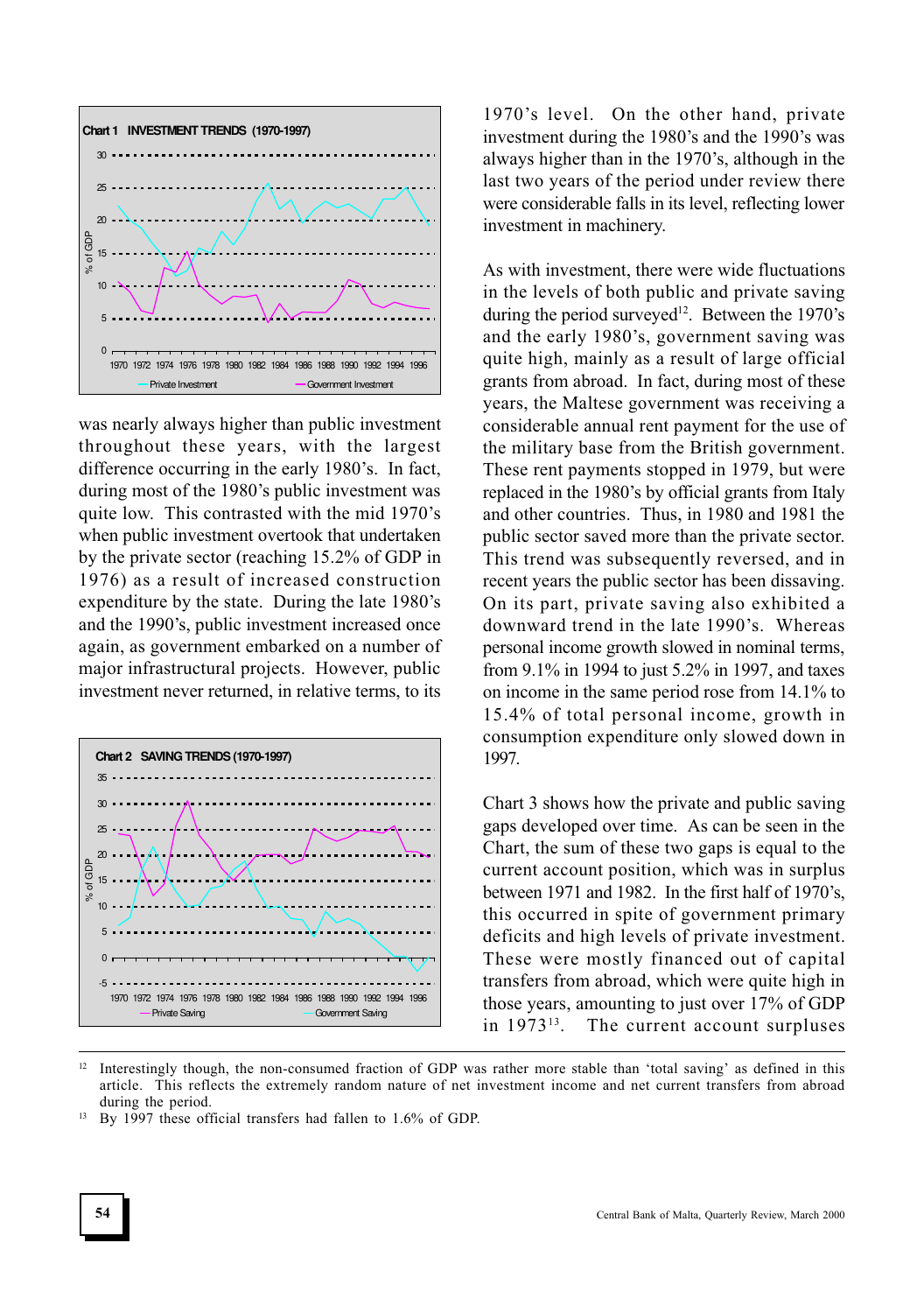**Chart 1 INVESTMENT TRENDS (1970-1997)**

**Chart 2 SAVING TRENDS (1970-1997)**

was nearly always higher than public investment throughout these years, with the largest difference occurring in the early 1980's. In fact, during most of the 1980's public investment was quite low. This contrasted with the mid 1970's when public investment overtook that undertaken by the private sector (reaching 15.2% of GDP in 1976) as a result of increased construction expenditure by the state. During the late 1980's and the 1990's, public investment increased once again, as government embarked on a number of major infrastructural projects. However, public investment never returned, in relative terms, to its 1970's level. On the other hand, private investment during the 1980's and the 1990's was always higher than in the 1970's, although in the last two years of the period under review there were considerable falls in its level, reflecting lower investment in machinery.

As with investment, there were wide fluctuations in the levels of both public and private saving during the period surveyed[12]. Between the 1970's and the early 1980's, government saving was quite high, mainly as a result of large official grants from abroad. In fact, during most of these years, the Maltese government was receiving a considerable annual rent payment for the use of the military base from the British government. These rent payments stopped in 1979, but were replaced in the 1980's by official grants from Italy and other countries. Thus, in 1980 and 1981 the public sector saved more than the private sector. This trend was subsequently reversed, and in recent years the public sector has been dissaving. On its part, private saving also exhibited a downward trend in the late 1990's. Whereas personal income growth slowed in nominal terms, from 9.1% in 1994 to just 5.2% in 1997, and taxes on income in the same period rose from 14.1% to 15.4% of total personal income, growth in consumption expenditure only slowed down in 1997.

Chart 3 shows how the private and public saving gaps developed over time. As can be seen in the Chart, the sum of these two gaps is equal to the current account position, which was in surplus between 1971 and 1982. In the first half of 1970's, this occurred in spite of government primary deficits and high levels of private investment. These were mostly financed out of capital transfers from abroad, which were quite high in those years, amounting to just over 17% of GDP in 1973[13]. The current account surpluses

---

[12] Interestingly though, the non-consumed fraction of GDP was rather more stable than 'total saving' as defined in this article. This reflects the extremely random nature of net investment income and net current transfers from abroad during the period.

[13] By 1997 these official transfers had fallen to 1.6% of GDP.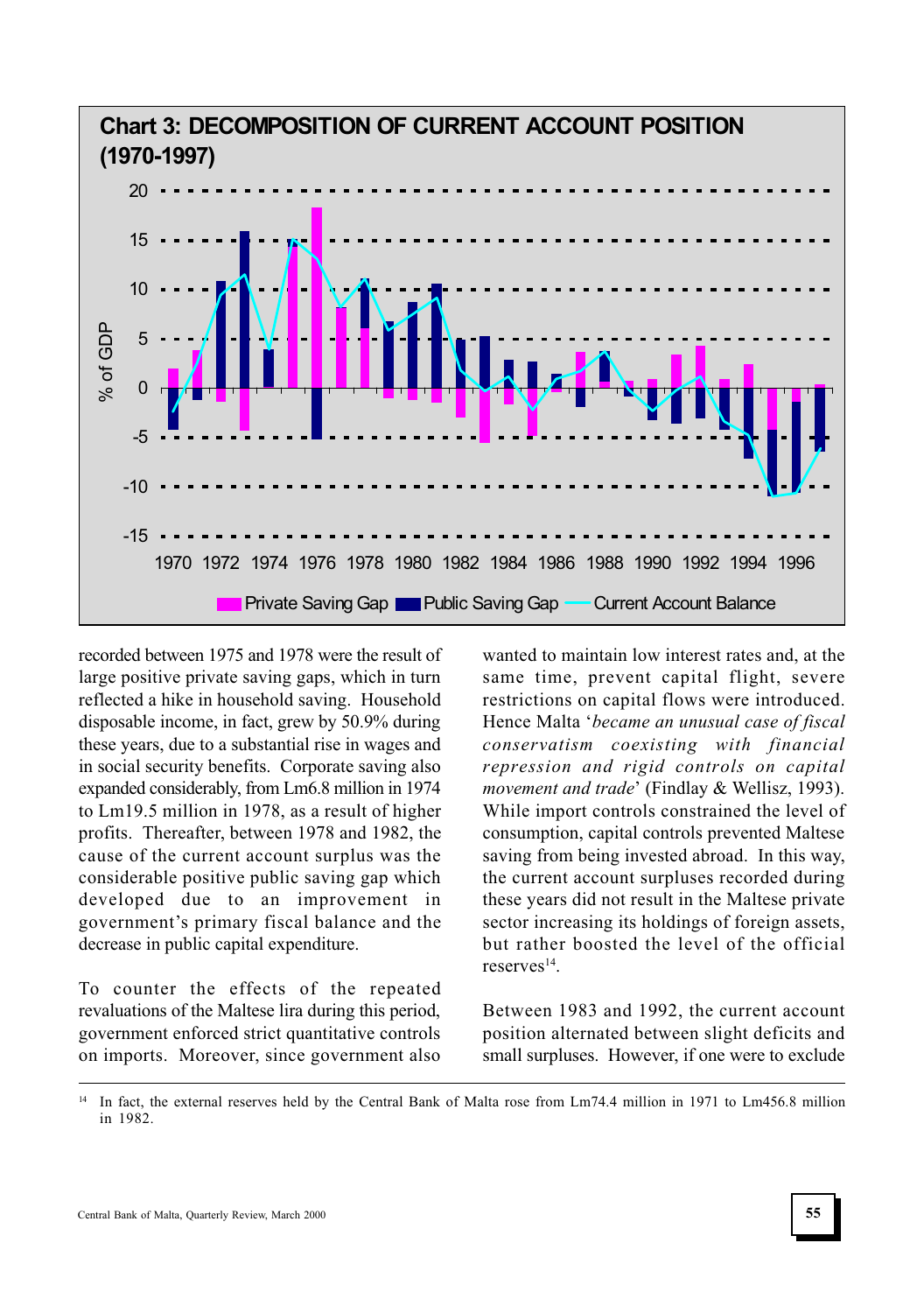**Chart 3: DECOMPOSITION OF CURRENT ACCOUNT POSITION (1970-1997)**

recorded between 1975 and 1978 were the result of large positive private saving gaps, which in turn reflected a hike in household saving. Household disposable income, in fact, grew by 50.9% during these years, due to a substantial rise in wages and in social security benefits. Corporate saving also expanded considerably, from Lm6.8 million in 1974 to Lm19.5 million in 1978, as a result of higher profits. Thereafter, between 1978 and 1982, the cause of the current account surplus was the considerable positive public saving gap which developed due to an improvement in government's primary fiscal balance and the decrease in public capital expenditure.

To counter the effects of the repeated revaluations of the Maltese lira during this period, government enforced strict quantitative controls on imports. Moreover, since government also wanted to maintain low interest rates and, at the same time, prevent capital flight, severe restrictions on capital flows were introduced. Hence Malta '*became an unusual case of fiscal conservatism coexisting with financial repression and rigid controls on capital movement and trade*' (Findlay & Wellisz, 1993). While import controls constrained the level of consumption, capital controls prevented Maltese saving from being invested abroad. In this way, the current account surpluses recorded during these years did not result in the Maltese private sector increasing its holdings of foreign assets, but rather boosted the level of the official reserves[14].

Between 1983 and 1992, the current account position alternated between slight deficits and small surpluses. However, if one were to exclude

---

[14] In fact, the external reserves held by the Central Bank of Malta rose from Lm74.4 million in 1971 to Lm456.8 million in 1982.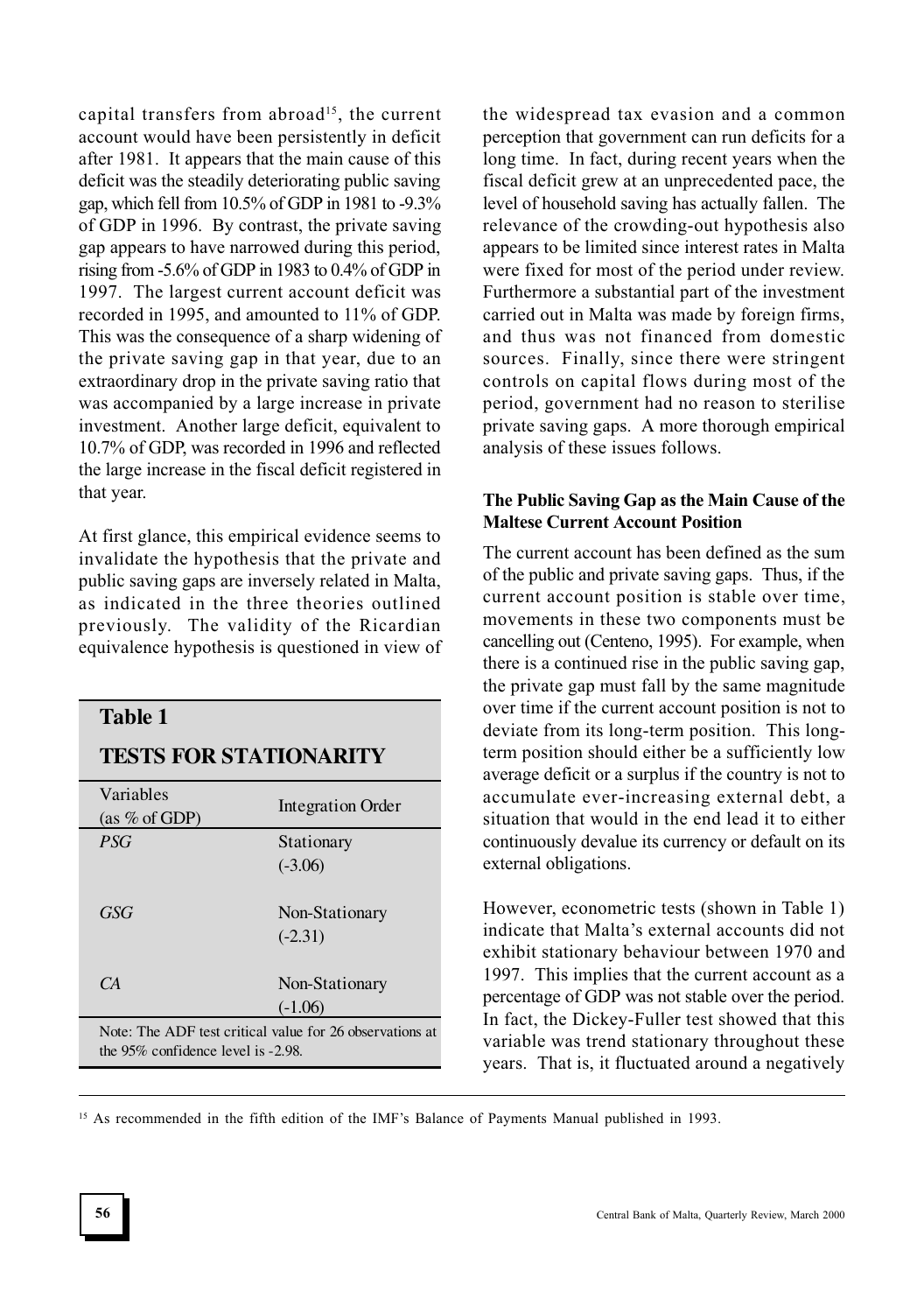capital transfers from abroad[15], the current account would have been persistently in deficit after 1981. It appears that the main cause of this deficit was the steadily deteriorating public saving gap, which fell from 10.5% of GDP in 1981 to -9.3% of GDP in 1996. By contrast, the private saving gap appears to have narrowed during this period, rising from -5.6% of GDP in 1983 to 0.4% of GDP in 1997. The largest current account deficit was recorded in 1995, and amounted to 11% of GDP. This was the consequence of a sharp widening of the private saving gap in that year, due to an extraordinary drop in the private saving ratio that was accompanied by a large increase in private investment. Another large deficit, equivalent to 10.7% of GDP, was recorded in 1996 and reflected the large increase in the fiscal deficit registered in that year.

At first glance, this empirical evidence seems to invalidate the hypothesis that the private and public saving gaps are inversely related in Malta, as indicated in the three theories outlined previously. The validity of the Ricardian equivalence hypothesis is questioned in view of the widespread tax evasion and a common perception that government can run deficits for a long time. In fact, during recent years when the fiscal deficit grew at an unprecedented pace, the level of household saving has actually fallen. The relevance of the crowding-out hypothesis also appears to be limited since interest rates in Malta were fixed for most of the period under review. Furthermore a substantial part of the investment carried out in Malta was made by foreign firms, and thus was not financed from domestic sources. Finally, since there were stringent controls on capital flows during most of the period, government had no reason to sterilise private saving gaps. A more thorough empirical analysis of these issues follows.

**Table 1**

**TESTS FOR STATIONARITY**

| Variables (as % of GDP) | Integration Order |
|---|---|
| *PSG* | Stationary (-3.06) |
| *GSG* | Non-Stationary (-2.31) |
| *CA* | Non-Stationary (-1.06) |

Note: The ADF test critical value for 26 observations at the 95% confidence level is -2.98.

### The Public Saving Gap as the Main Cause of the Maltese Current Account Position

The current account has been defined as the sum of the public and private saving gaps. Thus, if the current account position is stable over time, movements in these two components must be cancelling out (Centeno, 1995). For example, when there is a continued rise in the public saving gap, the private gap must fall by the same magnitude over time if the current account position is not to deviate from its long-term position. This long-term position should either be a sufficiently low average deficit or a surplus if the country is not to accumulate ever-increasing external debt, a situation that would in the end lead it to either continuously devalue its currency or default on its external obligations.

However, econometric tests (shown in Table 1) indicate that Malta's external accounts did not exhibit stationary behaviour between 1970 and 1997. This implies that the current account as a percentage of GDP was not stable over the period. In fact, the Dickey-Fuller test showed that this variable was trend stationary throughout these years. That is, it fluctuated around a negatively

[15] As recommended in the fifth edition of the IMF's Balance of Payments Manual published in 1993.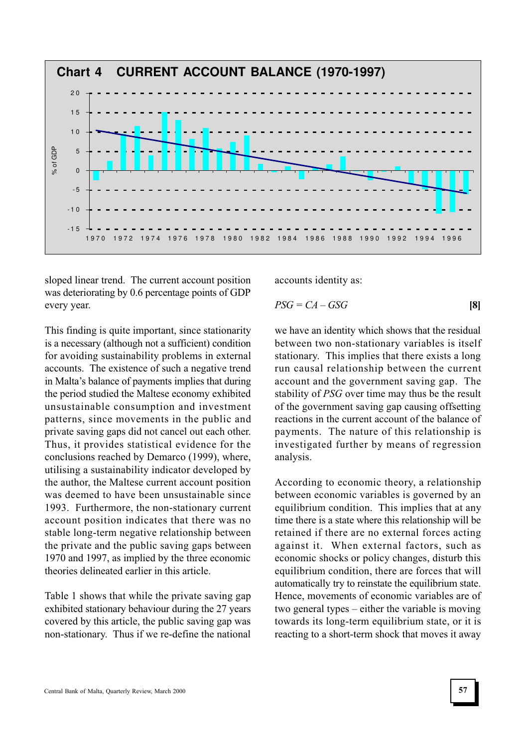## Chart 4 CURRENT ACCOUNT BALANCE (1970-1997)

sloped linear trend. The current account position was deteriorating by 0.6 percentage points of GDP every year.

This finding is quite important, since stationarity is a necessary (although not a sufficient) condition for avoiding sustainability problems in external accounts. The existence of such a negative trend in Malta's balance of payments implies that during the period studied the Maltese economy exhibited unsustainable consumption and investment patterns, since movements in the public and private saving gaps did not cancel out each other. Thus, it provides statistical evidence for the conclusions reached by Demarco (1999), where, utilising a sustainability indicator developed by the author, the Maltese current account position was deemed to have been unsustainable since 1993. Furthermore, the non-stationary current account position indicates that there was no stable long-term negative relationship between the private and the public saving gaps between 1970 and 1997, as implied by the three economic theories delineated earlier in this article.

Table 1 shows that while the private saving gap exhibited stationary behaviour during the 27 years covered by this article, the public saving gap was non-stationary. Thus if we re-define the national accounts identity as:

$$PSG = CA - GSG \qquad \textbf{[8]}$$

we have an identity which shows that the residual between two non-stationary variables is itself stationary. This implies that there exists a long run causal relationship between the current account and the government saving gap. The stability of *PSG* over time may thus be the result of the government saving gap causing offsetting reactions in the current account of the balance of payments. The nature of this relationship is investigated further by means of regression analysis.

According to economic theory, a relationship between economic variables is governed by an equilibrium condition. This implies that at any time there is a state where this relationship will be retained if there are no external forces acting against it. When external factors, such as economic shocks or policy changes, disturb this equilibrium condition, there are forces that will automatically try to reinstate the equilibrium state. Hence, movements of economic variables are of two general types – either the variable is moving towards its long-term equilibrium state, or it is reacting to a short-term shock that moves it away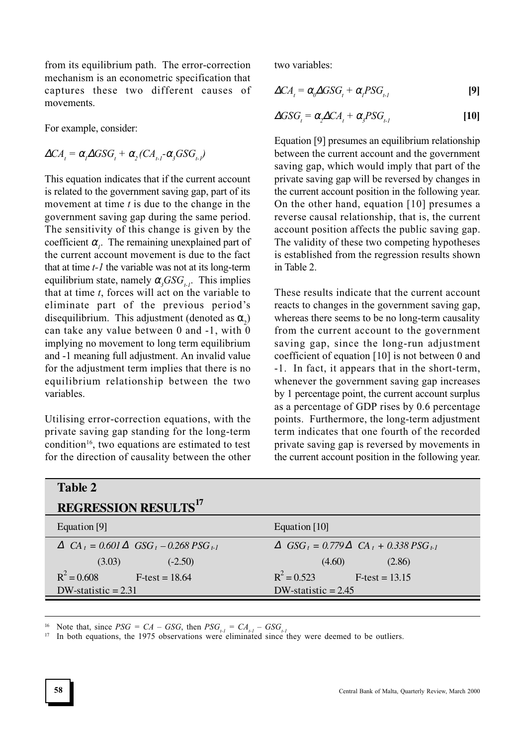from its equilibrium path. The error-correction mechanism is an econometric specification that captures these two different causes of movements.

For example, consider:

$$\Delta CA_t = \alpha_1 \Delta GSG_t + \alpha_2 (CA_{t-1} - \alpha_3 GSG_{t-1})$$

This equation indicates that if the current account is related to the government saving gap, part of its movement at time *t* is due to the change in the government saving gap during the same period. The sensitivity of this change is given by the coefficient $\alpha_1$. The remaining unexplained part of the current account movement is due to the fact that at time *t-1* the variable was not at its long-term equilibrium state, namely $\alpha_3 GSG_{t-1}$. This implies that at time *t*, forces will act on the variable to eliminate part of the previous period's disequilibrium. This adjustment (denoted as $\alpha_2$) can take any value between 0 and -1, with 0 implying no movement to long term equilibrium and -1 meaning full adjustment. An invalid value for the adjustment term implies that there is no equilibrium relationship between the two variables.

Utilising error-correction equations, with the private saving gap standing for the long-term condition[16], two equations are estimated to test for the direction of causality between the other two variables:

$$\Delta CA_t = \alpha_0 \Delta GSG_t + \alpha_1 PSG_{t-1} \quad [9]$$

$$\Delta GSG_t = \alpha_2 \Delta CA_t + \alpha_3 PSG_{t-1} \quad [10]$$

Equation [9] presumes an equilibrium relationship between the current account and the government saving gap, which would imply that part of the private saving gap will be reversed by changes in the current account position in the following year. On the other hand, equation [10] presumes a reverse causal relationship, that is, the current account position affects the public saving gap. The validity of these two competing hypotheses is established from the regression results shown in Table 2.

These results indicate that the current account reacts to changes in the government saving gap, whereas there seems to be no long-term causality from the current account to the government saving gap, since the long-run adjustment coefficient of equation [10] is not between 0 and -1. In fact, it appears that in the short-term, whenever the government saving gap increases by 1 percentage point, the current account surplus as a percentage of GDP rises by 0.6 percentage points. Furthermore, the long-term adjustment term indicates that one fourth of the recorded private saving gap is reversed by movements in the current account position in the following year.

**Table 2**
**REGRESSION RESULTS[17]**

| Equation [9] | Equation [10] |
|---|---|
| $\Delta CA_t = 0.601 \Delta GSG_t - 0.268 PSG_{t-1}$ | $\Delta GSG_t = 0.779 \Delta CA_t + 0.338 PSG_{t-1}$ |
| (3.03) (-2.50) | (4.60) (2.86) |
| $R^2 = 0.608$ F-test = 18.64 | $R^2 = 0.523$ F-test = 13.15 |
| DW-statistic = 2.31 | DW-statistic = 2.45 |

[16] Note that, since $PSG = CA - GSG$, then $PSG_{t-1} = CA_{t-1} - GSG_{t-1}$

[17] In both equations, the 1975 observations were eliminated since they were deemed to be outliers.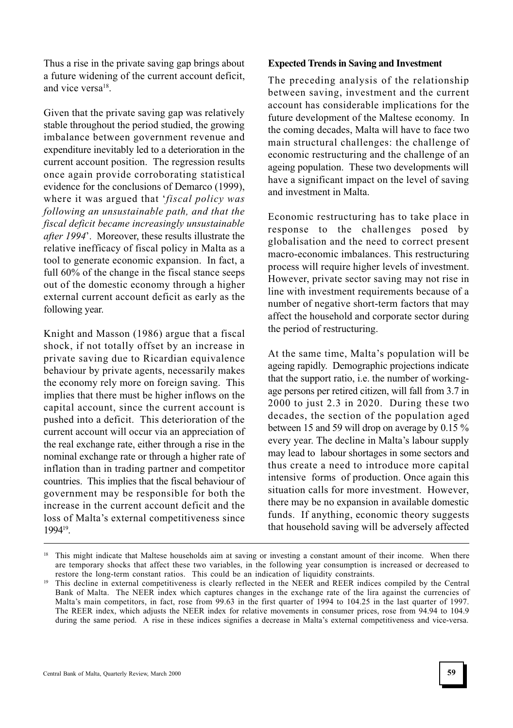Thus a rise in the private saving gap brings about a future widening of the current account deficit, and vice versa[18].

Given that the private saving gap was relatively stable throughout the period studied, the growing imbalance between government revenue and expenditure inevitably led to a deterioration in the current account position. The regression results once again provide corroborating statistical evidence for the conclusions of Demarco (1999), where it was argued that '*fiscal policy was following an unsustainable path, and that the fiscal deficit became increasingly unsustainable after 1994*'. Moreover, these results illustrate the relative inefficacy of fiscal policy in Malta as a tool to generate economic expansion. In fact, a full 60% of the change in the fiscal stance seeps out of the domestic economy through a higher external current account deficit as early as the following year.

Knight and Masson (1986) argue that a fiscal shock, if not totally offset by an increase in private saving due to Ricardian equivalence behaviour by private agents, necessarily makes the economy rely more on foreign saving. This implies that there must be higher inflows on the capital account, since the current account is pushed into a deficit. This deterioration of the current account will occur via an appreciation of the real exchange rate, either through a rise in the nominal exchange rate or through a higher rate of inflation than in trading partner and competitor countries. This implies that the fiscal behaviour of government may be responsible for both the increase in the current account deficit and the loss of Malta's external competitiveness since 1994[19].

**Expected Trends in Saving and Investment**

The preceding analysis of the relationship between saving, investment and the current account has considerable implications for the future development of the Maltese economy. In the coming decades, Malta will have to face two main structural challenges: the challenge of economic restructuring and the challenge of an ageing population. These two developments will have a significant impact on the level of saving and investment in Malta.

Economic restructuring has to take place in response to the challenges posed by globalisation and the need to correct present macro-economic imbalances. This restructuring process will require higher levels of investment. However, private sector saving may not rise in line with investment requirements because of a number of negative short-term factors that may affect the household and corporate sector during the period of restructuring.

At the same time, Malta's population will be ageing rapidly. Demographic projections indicate that the support ratio, i.e. the number of working-age persons per retired citizen, will fall from 3.7 in 2000 to just 2.3 in 2020. During these two decades, the section of the population aged between 15 and 59 will drop on average by 0.15 % every year. The decline in Malta's labour supply may lead to labour shortages in some sectors and thus create a need to introduce more capital intensive forms of production. Once again this situation calls for more investment. However, there may be no expansion in available domestic funds. If anything, economic theory suggests that household saving will be adversely affected

---

[18] This might indicate that Maltese households aim at saving or investing a constant amount of their income. When there are temporary shocks that affect these two variables, in the following year consumption is increased or decreased to restore the long-term constant ratios. This could be an indication of liquidity constraints.

[19] This decline in external competitiveness is clearly reflected in the NEER and REER indices compiled by the Central Bank of Malta. The NEER index which captures changes in the exchange rate of the lira against the currencies of Malta's main competitors, in fact, rose from 99.63 in the first quarter of 1994 to 104.25 in the last quarter of 1997. The REER index, which adjusts the NEER index for relative movements in consumer prices, rose from 94.94 to 104.9 during the same period. A rise in these indices signifies a decrease in Malta's external competitiveness and vice-versa.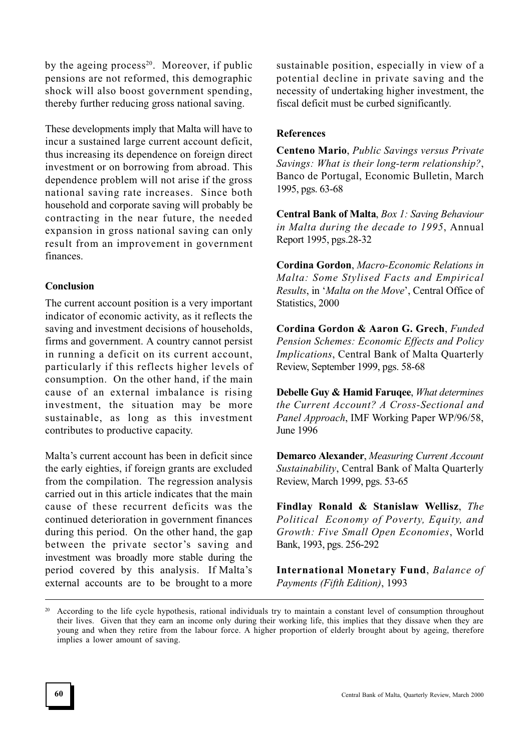by the ageing process[20]. Moreover, if public pensions are not reformed, this demographic shock will also boost government spending, thereby further reducing gross national saving.

These developments imply that Malta will have to incur a sustained large current account deficit, thus increasing its dependence on foreign direct investment or on borrowing from abroad. This dependence problem will not arise if the gross national saving rate increases. Since both household and corporate saving will probably be contracting in the near future, the needed expansion in gross national saving can only result from an improvement in government finances.

## Conclusion

The current account position is a very important indicator of economic activity, as it reflects the saving and investment decisions of households, firms and government. A country cannot persist in running a deficit on its current account, particularly if this reflects higher levels of consumption. On the other hand, if the main cause of an external imbalance is rising investment, the situation may be more sustainable, as long as this investment contributes to productive capacity.

Malta's current account has been in deficit since the early eighties, if foreign grants are excluded from the compilation. The regression analysis carried out in this article indicates that the main cause of these recurrent deficits was the continued deterioration in government finances during this period. On the other hand, the gap between the private sector's saving and investment was broadly more stable during the period covered by this analysis. If Malta's external accounts are to be brought to a more sustainable position, especially in view of a potential decline in private saving and the necessity of undertaking higher investment, the fiscal deficit must be curbed significantly.

## References

**Centeno Mario**, *Public Savings versus Private Savings: What is their long-term relationship?*, Banco de Portugal, Economic Bulletin, March 1995, pgs. 63-68

**Central Bank of Malta**, *Box 1: Saving Behaviour in Malta during the decade to 1995*, Annual Report 1995, pgs.28-32

**Cordina Gordon**, *Macro-Economic Relations in Malta: Some Stylised Facts and Empirical Results*, in '*Malta on the Move*', Central Office of Statistics, 2000

**Cordina Gordon & Aaron G. Grech**, *Funded Pension Schemes: Economic Effects and Policy Implications*, Central Bank of Malta Quarterly Review, September 1999, pgs. 58-68

**Debelle Guy & Hamid Faruqee**, *What determines the Current Account? A Cross-Sectional and Panel Approach*, IMF Working Paper WP/96/58, June 1996

**Demarco Alexander**, *Measuring Current Account Sustainability*, Central Bank of Malta Quarterly Review, March 1999, pgs. 53-65

**Findlay Ronald & Stanislaw Wellisz**, *The Political Economy of Poverty, Equity, and Growth: Five Small Open Economies*, World Bank, 1993, pgs. 256-292

**International Monetary Fund**, *Balance of Payments (Fifth Edition)*, 1993

---

[20] According to the life cycle hypothesis, rational individuals try to maintain a constant level of consumption throughout their lives. Given that they earn an income only during their working life, this implies that they dissave when they are young and when they retire from the labour force. A higher proportion of elderly brought about by ageing, therefore implies a lower amount of saving.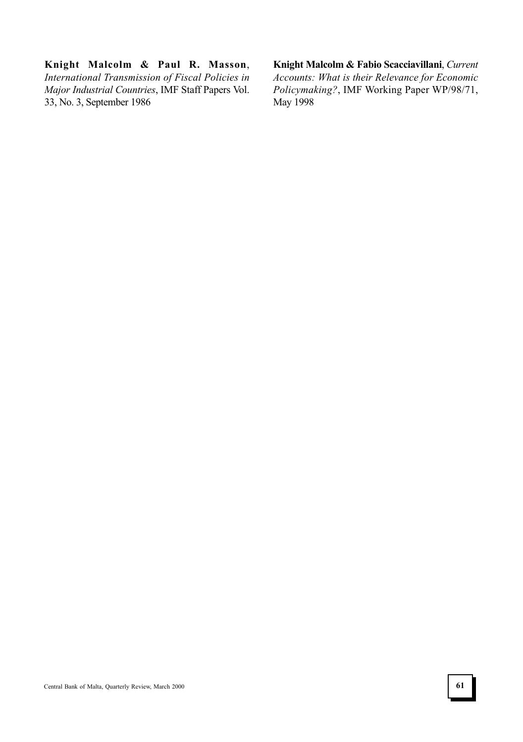**Knight Malcolm & Paul R. Masson**, *International Transmission of Fiscal Policies in Major Industrial Countries*, IMF Staff Papers Vol. 33, No. 3, September 1986

**Knight Malcolm & Fabio Scacciavillani**, *Current Accounts: What is their Relevance for Economic Policymaking?*, IMF Working Paper WP/98/71, May 1998